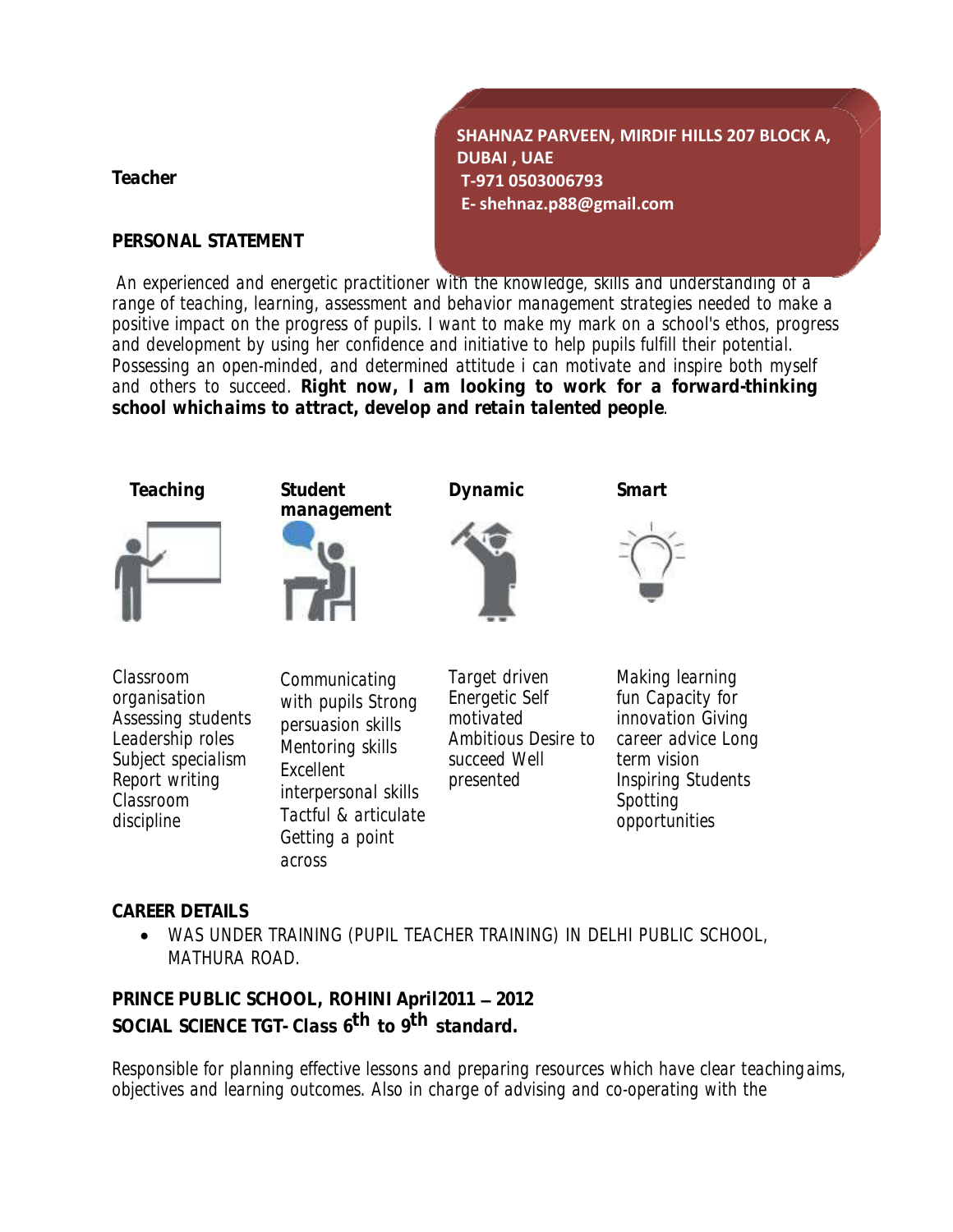**SHAHNAZ PARVEEN, MIRDIF HILLS 207 BLOCK A, DUBAI , UAE**
**T-971 0503006793**
**E- shehnaz.p88@gmail.com**

**Teacher**

## PERSONAL STATEMENT

An experienced and energetic practitioner with the knowledge, skills and understanding of a range of teaching, learning, assessment and behavior management strategies needed to make a positive impact on the progress of pupils. I want to make my mark on a school's ethos, progress and development by using her confidence and initiative to help pupils fulfill their potential. Possessing an open-minded, and determined attitude i can motivate and inspire both myself and others to succeed. **Right now, I am looking to work for a forward-thinking school whichaims to attract, develop and retain talented people**.

| **Teaching** | **Student management** | **Dynamic** | **Smart** |
|---|---|---|---|
| Classroom organisation Assessing students Leadership roles Subject specialism Report writing Classroom discipline | Communicating with pupils Strong persuasion skills Mentoring skills Excellent interpersonal skills Tactful & articulate Getting a point across | Target driven Energetic Self motivated Ambitious Desire to succeed Well presented | Making learning fun Capacity for innovation Giving career advice Long term vision Inspiring Students Spotting opportunities |

## CAREER DETAILS

- WAS UNDER TRAINING (PUPIL TEACHER TRAINING) IN DELHI PUBLIC SCHOOL, MATHURA ROAD.

**PRINCE PUBLIC SCHOOL, ROHINI April2011 – 2012**
**SOCIAL SCIENCE TGT- Class 6th to 9th standard.**

Responsible for planning effective lessons and preparing resources which have clear teachingaims, objectives and learning outcomes. Also in charge of advising and co-operating with the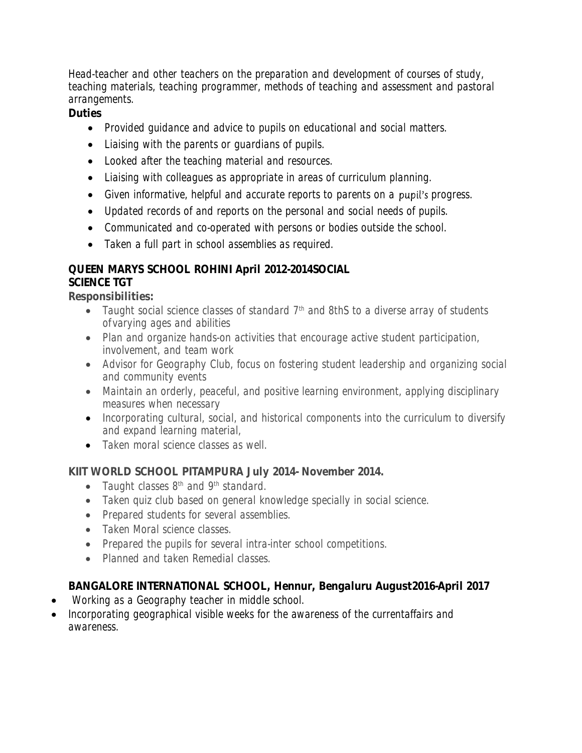Head-teacher and other teachers on the preparation and development of courses of study, teaching materials, teaching programmer, methods of teaching and assessment and pastoral arrangements.

**Duties**

- Provided guidance and advice to pupils on educational and social matters.
- Liaising with the parents or guardians of pupils.
- Looked after the teaching material and resources.
- Liaising with colleagues as appropriate in areas of curriculum planning.
- Given informative, helpful and accurate reports to parents on a pupil's progress.
- Updated records of and reports on the personal and social needs of pupils.
- Communicated and co-operated with persons or bodies outside the school.
- Taken a full part in school assemblies as required.

**QUEEN MARYS SCHOOL ROHINI April 2012-2014SOCIAL SCIENCE TGT**

**Responsibilities:**

- Taught social science classes of standard 7th and 8thS to a diverse array of students ofvarying ages and abilities
- Plan and organize hands-on activities that encourage active student participation, involvement, and team work
- Advisor for Geography Club, focus on fostering student leadership and organizing social and community events
- Maintain an orderly, peaceful, and positive learning environment, applying disciplinary measures when necessary
- Incorporating cultural, social, and historical components into the curriculum to diversify and expand learning material,
- Taken moral science classes as well.

**KIIT WORLD SCHOOL PITAMPURA July 2014- November 2014.**

- Taught classes 8th and 9th standard.
- Taken quiz club based on general knowledge specially in social science.
- Prepared students for several assemblies.
- Taken Moral science classes.
- Prepared the pupils for several intra-inter school competitions.
- Planned and taken Remedial classes.

**BANGALORE INTERNATIONAL SCHOOL, Hennur, Bengaluru August2016-April 2017**

- Working as a Geography teacher in middle school.
- Incorporating geographical visible weeks for the awareness of the currentaffairs and awareness.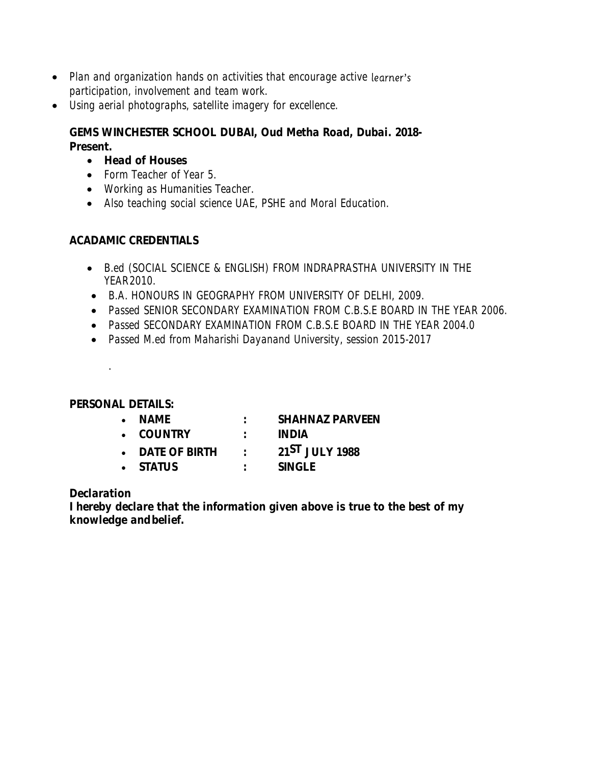- Plan and organization hands on activities that encourage active learner's participation, involvement and team work.
- Using aerial photographs, satellite imagery for excellence.

**GEMS WINCHESTER SCHOOL DUBAI, Oud Metha Road, Dubai. 2018-Present.**

- **Head of Houses**
- Form Teacher of Year 5.
- Working as Humanities Teacher.
- Also teaching social science UAE, PSHE and Moral Education.

**ACADAMIC CREDENTIALS**

- B.ed (SOCIAL SCIENCE & ENGLISH) FROM INDRAPRASTHA UNIVERSITY IN THE YEAR2010.
- B.A. HONOURS IN GEOGRAPHY FROM UNIVERSITY OF DELHI, 2009.
- Passed SENIOR SECONDARY EXAMINATION FROM C.B.S.E BOARD IN THE YEAR 2006.
- Passed SECONDARY EXAMINATION FROM C.B.S.E BOARD IN THE YEAR 2004.0
- Passed M.ed from Maharishi Dayanand University, session 2015-2017

.

**PERSONAL DETAILS:**

- **NAME : SHAHNAZ PARVEEN**
- **COUNTRY : INDIA**
- **DATE OF BIRTH : 21ST JULY 1988**
- **STATUS : SINGLE**

**Declaration**

**I hereby declare that the information given above is true to the best of my knowledge andbelief.**